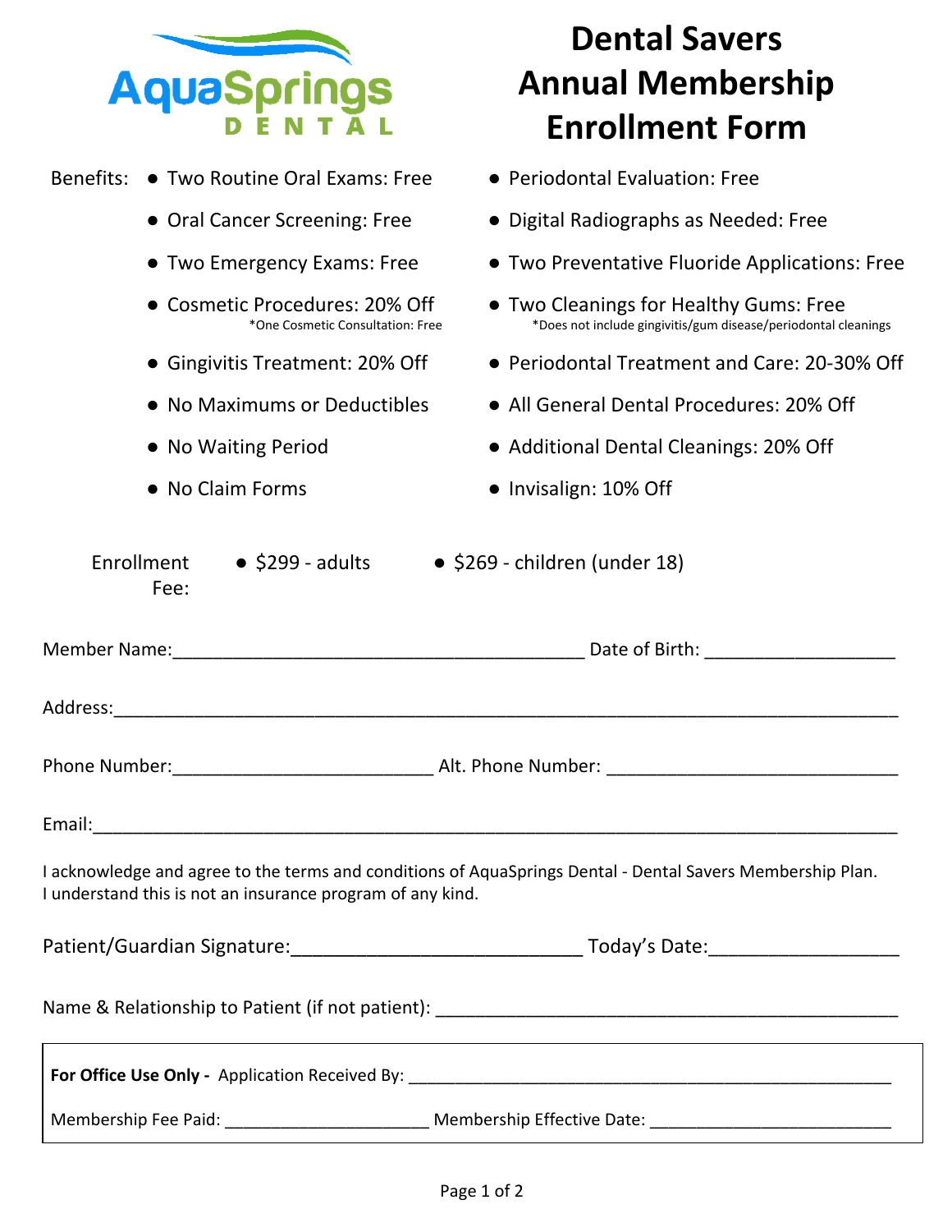AquaSprings DENTAL

# Dental Savers Annual Membership Enrollment Form

Benefits:

- Two Routine Oral Exams: Free
- Oral Cancer Screening: Free
- Two Emergency Exams: Free
- Cosmetic Procedures: 20% Off
  *One Cosmetic Consultation: Free
- Gingivitis Treatment: 20% Off
- No Maximums or Deductibles
- No Waiting Period
- No Claim Forms
- Periodontal Evaluation: Free
- Digital Radiographs as Needed: Free
- Two Preventative Fluoride Applications: Free
- Two Cleanings for Healthy Gums: Free
  *Does not include gingivitis/gum disease/periodontal cleanings
- Periodontal Treatment and Care: 20-30% Off
- All General Dental Procedures: 20% Off
- Additional Dental Cleanings: 20% Off
- Invisalign: 10% Off

Enrollment Fee:

- $299 - adults
- $269 - children (under 18)

Member Name:________________________________________ Date of Birth: ___________________

Address:_____________________________________________________________________________

Phone Number:_________________________ Alt. Phone Number: ____________________________

Email:_______________________________________________________________________________

I acknowledge and agree to the terms and conditions of AquaSprings Dental - Dental Savers Membership Plan. I understand this is not an insurance program of any kind.

Patient/Guardian Signature:____________________________ Today's Date:__________________

Name & Relationship to Patient (if not patient): ____________________________________________

**For Office Use Only -** Application Received By: _______________________________________________

Membership Fee Paid: ______________________ Membership Effective Date: __________________________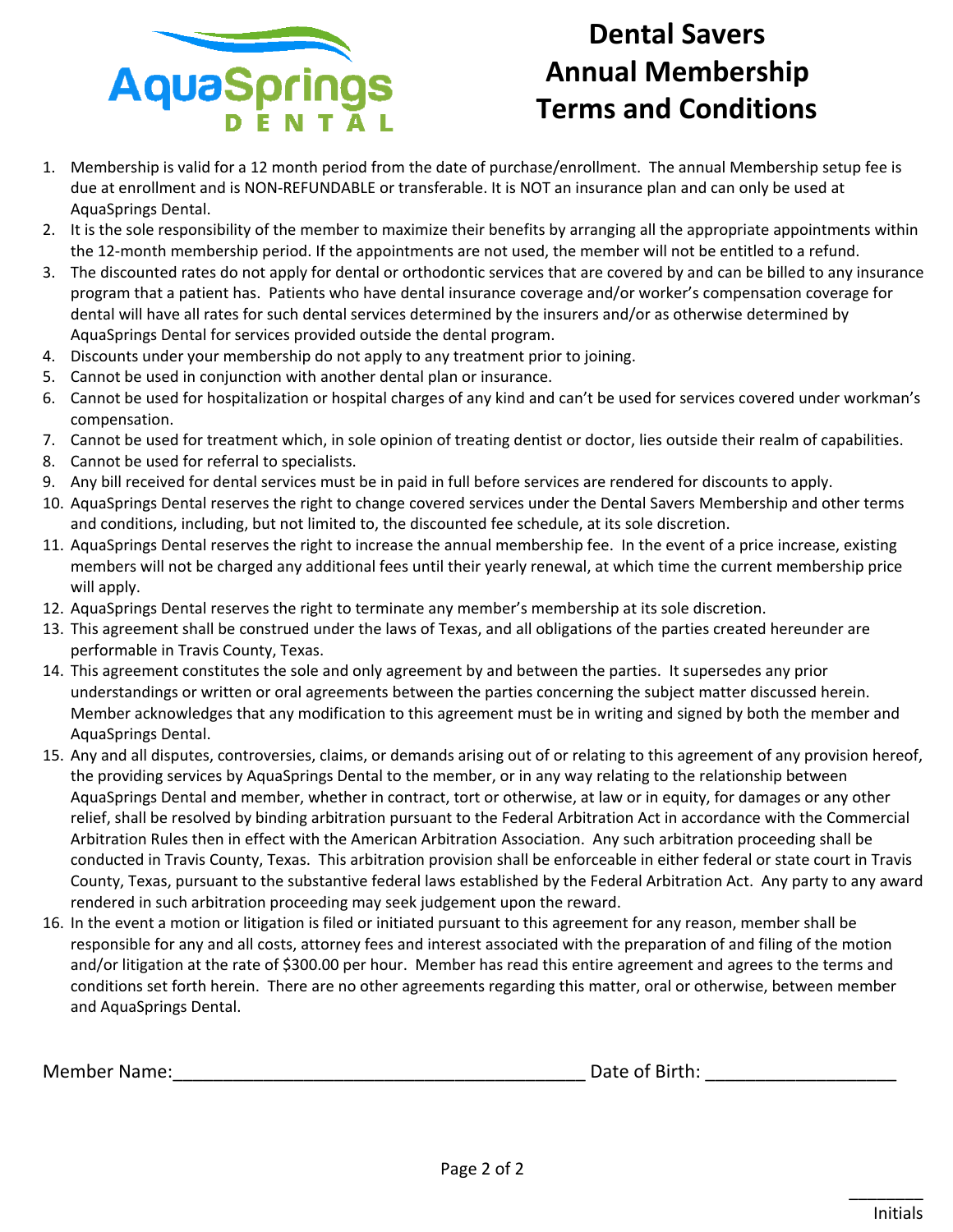AquaSprings DENTAL

# Dental Savers Annual Membership Terms and Conditions

1. Membership is valid for a 12 month period from the date of purchase/enrollment. The annual Membership setup fee is due at enrollment and is NON-REFUNDABLE or transferable. It is NOT an insurance plan and can only be used at AquaSprings Dental.
2. It is the sole responsibility of the member to maximize their benefits by arranging all the appropriate appointments within the 12-month membership period. If the appointments are not used, the member will not be entitled to a refund.
3. The discounted rates do not apply for dental or orthodontic services that are covered by and can be billed to any insurance program that a patient has. Patients who have dental insurance coverage and/or worker's compensation coverage for dental will have all rates for such dental services determined by the insurers and/or as otherwise determined by AquaSprings Dental for services provided outside the dental program.
4. Discounts under your membership do not apply to any treatment prior to joining.
5. Cannot be used in conjunction with another dental plan or insurance.
6. Cannot be used for hospitalization or hospital charges of any kind and can't be used for services covered under workman's compensation.
7. Cannot be used for treatment which, in sole opinion of treating dentist or doctor, lies outside their realm of capabilities.
8. Cannot be used for referral to specialists.
9. Any bill received for dental services must be in paid in full before services are rendered for discounts to apply.
10. AquaSprings Dental reserves the right to change covered services under the Dental Savers Membership and other terms and conditions, including, but not limited to, the discounted fee schedule, at its sole discretion.
11. AquaSprings Dental reserves the right to increase the annual membership fee. In the event of a price increase, existing members will not be charged any additional fees until their yearly renewal, at which time the current membership price will apply.
12. AquaSprings Dental reserves the right to terminate any member's membership at its sole discretion.
13. This agreement shall be construed under the laws of Texas, and all obligations of the parties created hereunder are performable in Travis County, Texas.
14. This agreement constitutes the sole and only agreement by and between the parties. It supersedes any prior understandings or written or oral agreements between the parties concerning the subject matter discussed herein. Member acknowledges that any modification to this agreement must be in writing and signed by both the member and AquaSprings Dental.
15. Any and all disputes, controversies, claims, or demands arising out of or relating to this agreement of any provision hereof, the providing services by AquaSprings Dental to the member, or in any way relating to the relationship between AquaSprings Dental and member, whether in contract, tort or otherwise, at law or in equity, for damages or any other relief, shall be resolved by binding arbitration pursuant to the Federal Arbitration Act in accordance with the Commercial Arbitration Rules then in effect with the American Arbitration Association. Any such arbitration proceeding shall be conducted in Travis County, Texas. This arbitration provision shall be enforceable in either federal or state court in Travis County, Texas, pursuant to the substantive federal laws established by the Federal Arbitration Act. Any party to any award rendered in such arbitration proceeding may seek judgement upon the reward.
16. In the event a motion or litigation is filed or initiated pursuant to this agreement for any reason, member shall be responsible for any and all costs, attorney fees and interest associated with the preparation of and filing of the motion and/or litigation at the rate of $300.00 per hour. Member has read this entire agreement and agrees to the terms and conditions set forth herein. There are no other agreements regarding this matter, oral or otherwise, between member and AquaSprings Dental.

Member Name:_________________________________________ Date of Birth: ___________________

________
Initials